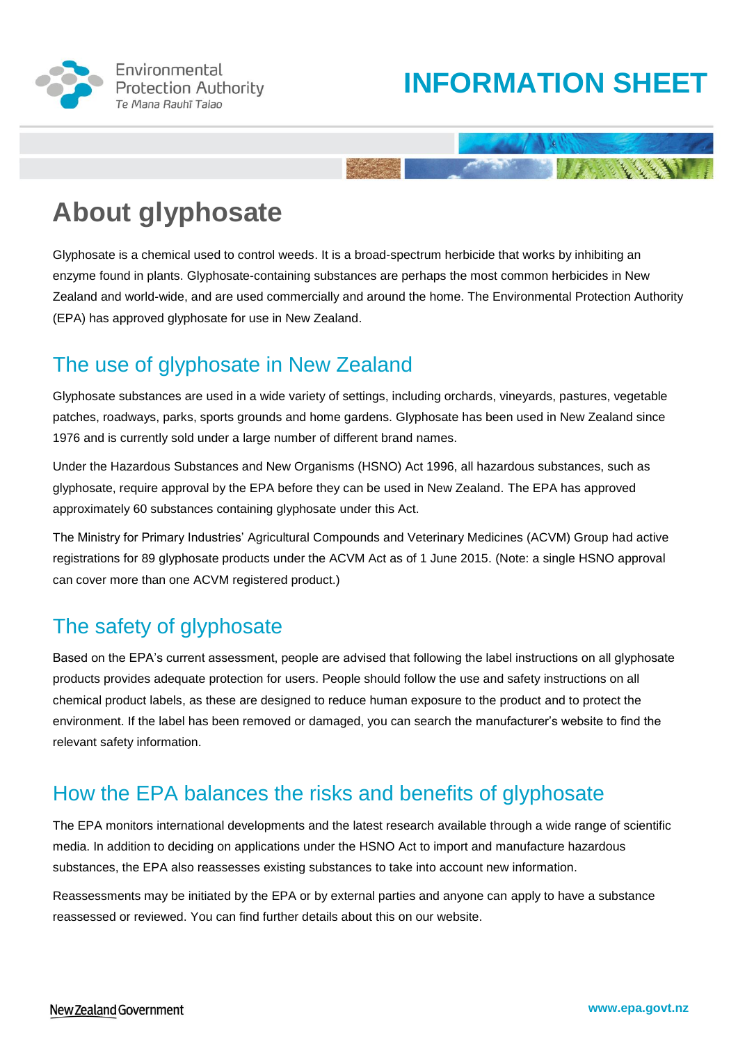Environmental Protection Authority
*Te Mana Rauhī Taiao*

# INFORMATION SHEET

# About glyphosate

Glyphosate is a chemical used to control weeds. It is a broad-spectrum herbicide that works by inhibiting an enzyme found in plants. Glyphosate-containing substances are perhaps the most common herbicides in New Zealand and world-wide, and are used commercially and around the home. The Environmental Protection Authority (EPA) has approved glyphosate for use in New Zealand.

## The use of glyphosate in New Zealand

Glyphosate substances are used in a wide variety of settings, including orchards, vineyards, pastures, vegetable patches, roadways, parks, sports grounds and home gardens. Glyphosate has been used in New Zealand since 1976 and is currently sold under a large number of different brand names.

Under the Hazardous Substances and New Organisms (HSNO) Act 1996, all hazardous substances, such as glyphosate, require approval by the EPA before they can be used in New Zealand. The EPA has approved approximately 60 substances containing glyphosate under this Act.

The Ministry for Primary Industries' Agricultural Compounds and Veterinary Medicines (ACVM) Group had active registrations for 89 glyphosate products under the ACVM Act as of 1 June 2015. (Note: a single HSNO approval can cover more than one ACVM registered product.)

## The safety of glyphosate

Based on the EPA's current assessment, people are advised that following the label instructions on all glyphosate products provides adequate protection for users. People should follow the use and safety instructions on all chemical product labels, as these are designed to reduce human exposure to the product and to protect the environment. If the label has been removed or damaged, you can search the manufacturer's website to find the relevant safety information.

## How the EPA balances the risks and benefits of glyphosate

The EPA monitors international developments and the latest research available through a wide range of scientific media. In addition to deciding on applications under the HSNO Act to import and manufacture hazardous substances, the EPA also reassesses existing substances to take into account new information.

Reassessments may be initiated by the EPA or by external parties and anyone can apply to have a substance reassessed or reviewed. You can find further details about this on our website.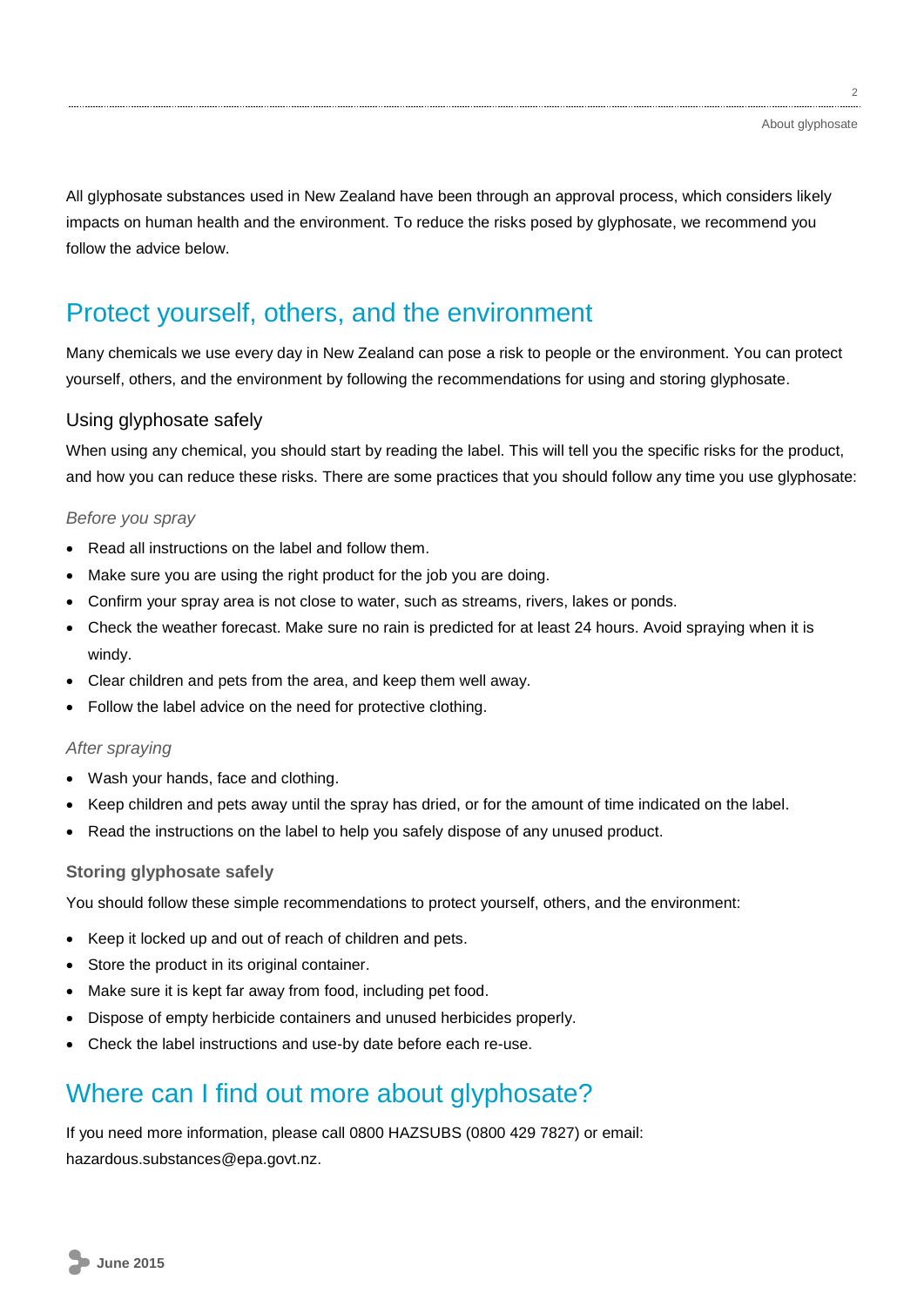All glyphosate substances used in New Zealand have been through an approval process, which considers likely impacts on human health and the environment. To reduce the risks posed by glyphosate, we recommend you follow the advice below.

## Protect yourself, others, and the environment

Many chemicals we use every day in New Zealand can pose a risk to people or the environment. You can protect yourself, others, and the environment by following the recommendations for using and storing glyphosate.

### Using glyphosate safely

When using any chemical, you should start by reading the label. This will tell you the specific risks for the product, and how you can reduce these risks. There are some practices that you should follow any time you use glyphosate:

#### *Before you spray*

- Read all instructions on the label and follow them.
- Make sure you are using the right product for the job you are doing.
- Confirm your spray area is not close to water, such as streams, rivers, lakes or ponds.
- Check the weather forecast. Make sure no rain is predicted for at least 24 hours. Avoid spraying when it is windy.
- Clear children and pets from the area, and keep them well away.
- Follow the label advice on the need for protective clothing.

#### *After spraying*

- Wash your hands, face and clothing.
- Keep children and pets away until the spray has dried, or for the amount of time indicated on the label.
- Read the instructions on the label to help you safely dispose of any unused product.

#### Storing glyphosate safely

You should follow these simple recommendations to protect yourself, others, and the environment:

- Keep it locked up and out of reach of children and pets.
- Store the product in its original container.
- Make sure it is kept far away from food, including pet food.
- Dispose of empty herbicide containers and unused herbicides properly.
- Check the label instructions and use-by date before each re-use.

## Where can I find out more about glyphosate?

If you need more information, please call 0800 HAZSUBS (0800 429 7827) or email: hazardous.substances@epa.govt.nz.